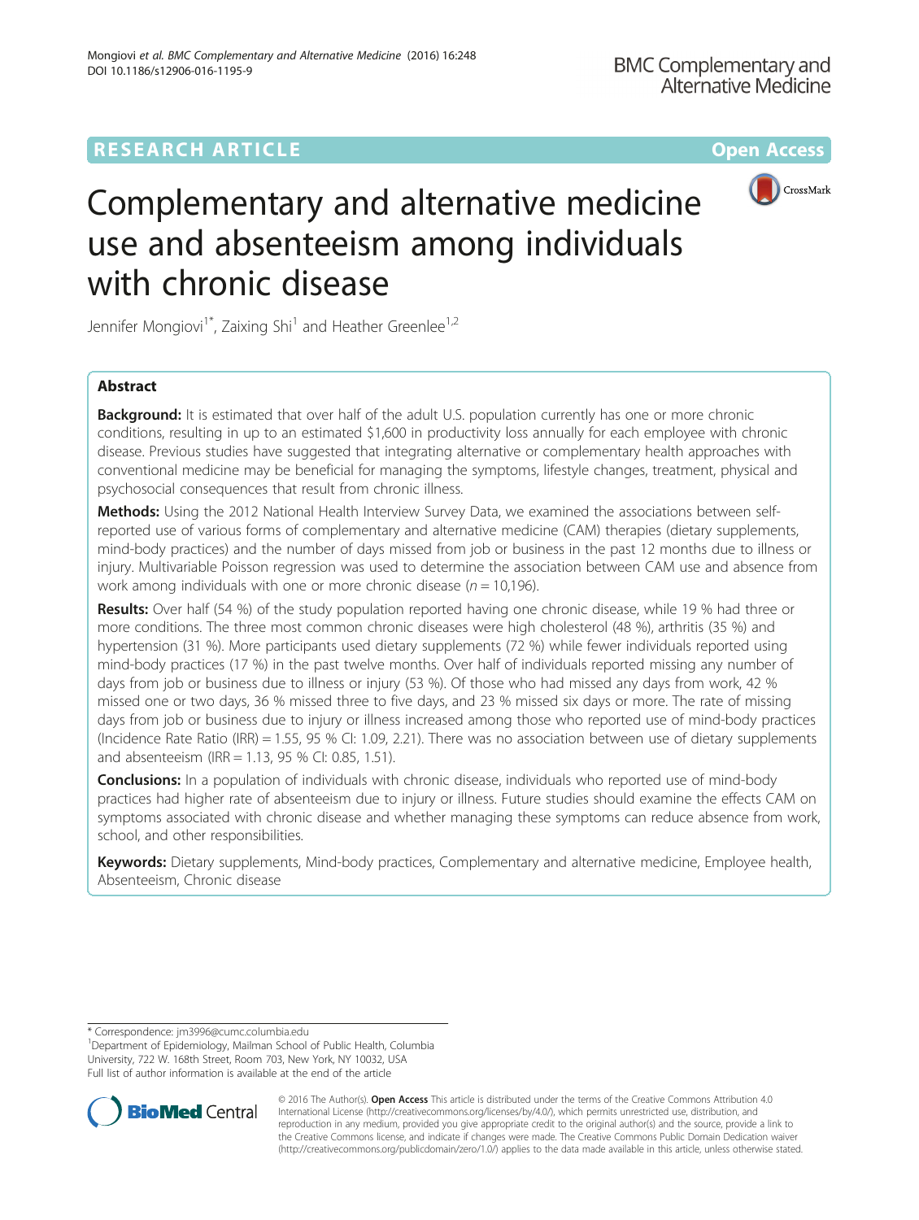RESEARCH ARTICLE Open Access

# Complementary and alternative medicine use and absenteeism among individuals with chronic disease

Jennifer Mongiovi[1*], Zaixing Shi[1] and Heather Greenlee[1,2]

## Abstract

**Background:** It is estimated that over half of the adult U.S. population currently has one or more chronic conditions, resulting in up to an estimated $1,600 in productivity loss annually for each employee with chronic disease. Previous studies have suggested that integrating alternative or complementary health approaches with conventional medicine may be beneficial for managing the symptoms, lifestyle changes, treatment, physical and psychosocial consequences that result from chronic illness.

**Methods:** Using the 2012 National Health Interview Survey Data, we examined the associations between self-reported use of various forms of complementary and alternative medicine (CAM) therapies (dietary supplements, mind-body practices) and the number of days missed from job or business in the past 12 months due to illness or injury. Multivariable Poisson regression was used to determine the association between CAM use and absence from work among individuals with one or more chronic disease (*n* = 10,196).

**Results:** Over half (54 %) of the study population reported having one chronic disease, while 19 % had three or more conditions. The three most common chronic diseases were high cholesterol (48 %), arthritis (35 %) and hypertension (31 %). More participants used dietary supplements (72 %) while fewer individuals reported using mind-body practices (17 %) in the past twelve months. Over half of individuals reported missing any number of days from job or business due to illness or injury (53 %). Of those who had missed any days from work, 42 % missed one or two days, 36 % missed three to five days, and 23 % missed six days or more. The rate of missing days from job or business due to injury or illness increased among those who reported use of mind-body practices (Incidence Rate Ratio (IRR) = 1.55, 95 % CI: 1.09, 2.21). There was no association between use of dietary supplements and absenteeism (IRR = 1.13, 95 % CI: 0.85, 1.51).

**Conclusions:** In a population of individuals with chronic disease, individuals who reported use of mind-body practices had higher rate of absenteeism due to injury or illness. Future studies should examine the effects CAM on symptoms associated with chronic disease and whether managing these symptoms can reduce absence from work, school, and other responsibilities.

**Keywords:** Dietary supplements, Mind-body practices, Complementary and alternative medicine, Employee health, Absenteeism, Chronic disease

\* Correspondence: jm3996@cumc.columbia.edu
[1]Department of Epidemiology, Mailman School of Public Health, Columbia University, 722 W. 168th Street, Room 703, New York, NY 10032, USA
Full list of author information is available at the end of the article

© 2016 The Author(s). **Open Access** This article is distributed under the terms of the Creative Commons Attribution 4.0 International License (http://creativecommons.org/licenses/by/4.0/), which permits unrestricted use, distribution, and reproduction in any medium, provided you give appropriate credit to the original author(s) and the source, provide a link to the Creative Commons license, and indicate if changes were made. The Creative Commons Public Domain Dedication waiver (http://creativecommons.org/publicdomain/zero/1.0/) applies to the data made available in this article, unless otherwise stated.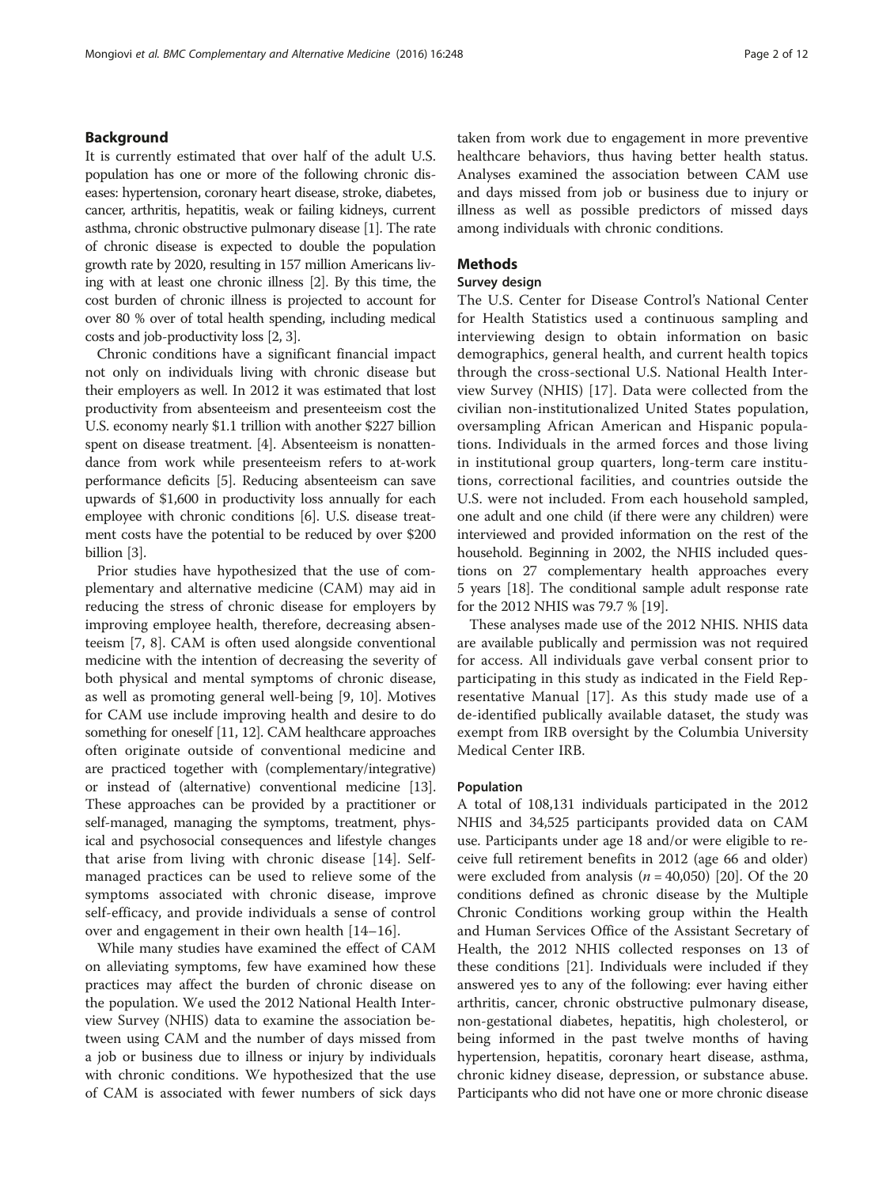## Background

It is currently estimated that over half of the adult U.S. population has one or more of the following chronic diseases: hypertension, coronary heart disease, stroke, diabetes, cancer, arthritis, hepatitis, weak or failing kidneys, current asthma, chronic obstructive pulmonary disease [1]. The rate of chronic disease is expected to double the population growth rate by 2020, resulting in 157 million Americans living with at least one chronic illness [2]. By this time, the cost burden of chronic illness is projected to account for over 80 % over of total health spending, including medical costs and job-productivity loss [2, 3].

Chronic conditions have a significant financial impact not only on individuals living with chronic disease but their employers as well. In 2012 it was estimated that lost productivity from absenteeism and presenteeism cost the U.S. economy nearly $1.1 trillion with another $227 billion spent on disease treatment. [4]. Absenteeism is nonattendance from work while presenteeism refers to at-work performance deficits [5]. Reducing absenteeism can save upwards of $1,600 in productivity loss annually for each employee with chronic conditions [6]. U.S. disease treatment costs have the potential to be reduced by over $200 billion [3].

Prior studies have hypothesized that the use of complementary and alternative medicine (CAM) may aid in reducing the stress of chronic disease for employers by improving employee health, therefore, decreasing absenteeism [7, 8]. CAM is often used alongside conventional medicine with the intention of decreasing the severity of both physical and mental symptoms of chronic disease, as well as promoting general well-being [9, 10]. Motives for CAM use include improving health and desire to do something for oneself [11, 12]. CAM healthcare approaches often originate outside of conventional medicine and are practiced together with (complementary/integrative) or instead of (alternative) conventional medicine [13]. These approaches can be provided by a practitioner or self-managed, managing the symptoms, treatment, physical and psychosocial consequences and lifestyle changes that arise from living with chronic disease [14]. Self-managed practices can be used to relieve some of the symptoms associated with chronic disease, improve self-efficacy, and provide individuals a sense of control over and engagement in their own health [14–16].

While many studies have examined the effect of CAM on alleviating symptoms, few have examined how these practices may affect the burden of chronic disease on the population. We used the 2012 National Health Interview Survey (NHIS) data to examine the association between using CAM and the number of days missed from a job or business due to illness or injury by individuals with chronic conditions. We hypothesized that the use of CAM is associated with fewer numbers of sick days taken from work due to engagement in more preventive healthcare behaviors, thus having better health status. Analyses examined the association between CAM use and days missed from job or business due to injury or illness as well as possible predictors of missed days among individuals with chronic conditions.

## Methods

### Survey design

The U.S. Center for Disease Control's National Center for Health Statistics used a continuous sampling and interviewing design to obtain information on basic demographics, general health, and current health topics through the cross-sectional U.S. National Health Interview Survey (NHIS) [17]. Data were collected from the civilian non-institutionalized United States population, oversampling African American and Hispanic populations. Individuals in the armed forces and those living in institutional group quarters, long-term care institutions, correctional facilities, and countries outside the U.S. were not included. From each household sampled, one adult and one child (if there were any children) were interviewed and provided information on the rest of the household. Beginning in 2002, the NHIS included questions on 27 complementary health approaches every 5 years [18]. The conditional sample adult response rate for the 2012 NHIS was 79.7 % [19].

These analyses made use of the 2012 NHIS. NHIS data are available publically and permission was not required for access. All individuals gave verbal consent prior to participating in this study as indicated in the Field Representative Manual [17]. As this study made use of a de-identified publically available dataset, the study was exempt from IRB oversight by the Columbia University Medical Center IRB.

### Population

A total of 108,131 individuals participated in the 2012 NHIS and 34,525 participants provided data on CAM use. Participants under age 18 and/or were eligible to receive full retirement benefits in 2012 (age 66 and older) were excluded from analysis ($n = 40{,}050$) [20]. Of the 20 conditions defined as chronic disease by the Multiple Chronic Conditions working group within the Health and Human Services Office of the Assistant Secretary of Health, the 2012 NHIS collected responses on 13 of these conditions [21]. Individuals were included if they answered yes to any of the following: ever having either arthritis, cancer, chronic obstructive pulmonary disease, non-gestational diabetes, hepatitis, high cholesterol, or being informed in the past twelve months of having hypertension, hepatitis, coronary heart disease, asthma, chronic kidney disease, depression, or substance abuse. Participants who did not have one or more chronic disease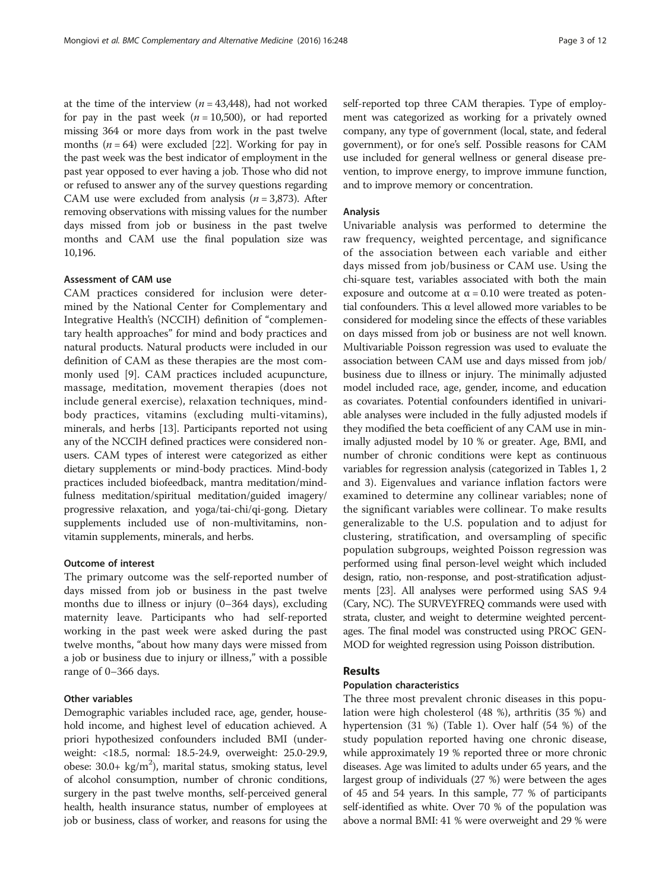at the time of the interview ($n = 43,448$), had not worked for pay in the past week ($n = 10,500$), or had reported missing 364 or more days from work in the past twelve months ($n = 64$) were excluded [22]. Working for pay in the past week was the best indicator of employment in the past year opposed to ever having a job. Those who did not or refused to answer any of the survey questions regarding CAM use were excluded from analysis ($n = 3,873$). After removing observations with missing values for the number days missed from job or business in the past twelve months and CAM use the final population size was 10,196.

### Assessment of CAM use

CAM practices considered for inclusion were determined by the National Center for Complementary and Integrative Health's (NCCIH) definition of "complementary health approaches" for mind and body practices and natural products. Natural products were included in our definition of CAM as these therapies are the most commonly used [9]. CAM practices included acupuncture, massage, meditation, movement therapies (does not include general exercise), relaxation techniques, mind-body practices, vitamins (excluding multi-vitamins), minerals, and herbs [13]. Participants reported not using any of the NCCIH defined practices were considered non-users. CAM types of interest were categorized as either dietary supplements or mind-body practices. Mind-body practices included biofeedback, mantra meditation/mindfulness meditation/spiritual meditation/guided imagery/progressive relaxation, and yoga/tai-chi/qi-gong. Dietary supplements included use of non-multivitamins, non-vitamin supplements, minerals, and herbs.

### Outcome of interest

The primary outcome was the self-reported number of days missed from job or business in the past twelve months due to illness or injury (0–364 days), excluding maternity leave. Participants who had self-reported working in the past week were asked during the past twelve months, "about how many days were missed from a job or business due to injury or illness," with a possible range of 0–366 days.

### Other variables

Demographic variables included race, age, gender, household income, and highest level of education achieved. A priori hypothesized confounders included BMI (underweight: <18.5, normal: 18.5-24.9, overweight: 25.0-29.9, obese: 30.0+ $kg/m^2$), marital status, smoking status, level of alcohol consumption, number of chronic conditions, surgery in the past twelve months, self-perceived general health, health insurance status, number of employees at job or business, class of worker, and reasons for using the self-reported top three CAM therapies. Type of employment was categorized as working for a privately owned company, any type of government (local, state, and federal government), or for one's self. Possible reasons for CAM use included for general wellness or general disease prevention, to improve energy, to improve immune function, and to improve memory or concentration.

### Analysis

Univariable analysis was performed to determine the raw frequency, weighted percentage, and significance of the association between each variable and either days missed from job/business or CAM use. Using the chi-square test, variables associated with both the main exposure and outcome at $\alpha = 0.10$ were treated as potential confounders. This $\alpha$ level allowed more variables to be considered for modeling since the effects of these variables on days missed from job or business are not well known. Multivariable Poisson regression was used to evaluate the association between CAM use and days missed from job/business due to illness or injury. The minimally adjusted model included race, age, gender, income, and education as covariates. Potential confounders identified in univariable analyses were included in the fully adjusted models if they modified the beta coefficient of any CAM use in minimally adjusted model by 10 % or greater. Age, BMI, and number of chronic conditions were kept as continuous variables for regression analysis (categorized in Tables 1, 2 and 3). Eigenvalues and variance inflation factors were examined to determine any collinear variables; none of the significant variables were collinear. To make results generalizable to the U.S. population and to adjust for clustering, stratification, and oversampling of specific population subgroups, weighted Poisson regression was performed using final person-level weight which included design, ratio, non-response, and post-stratification adjustments [23]. All analyses were performed using SAS 9.4 (Cary, NC). The SURVEYFREQ commands were used with strata, cluster, and weight to determine weighted percentages. The final model was constructed using PROC GENMOD for weighted regression using Poisson distribution.

## Results

### Population characteristics

The three most prevalent chronic diseases in this population were high cholesterol (48 %), arthritis (35 %) and hypertension (31 %) (Table 1). Over half (54 %) of the study population reported having one chronic disease, while approximately 19 % reported three or more chronic diseases. Age was limited to adults under 65 years, and the largest group of individuals (27 %) were between the ages of 45 and 54 years. In this sample, 77 % of participants self-identified as white. Over 70 % of the population was above a normal BMI: 41 % were overweight and 29 % were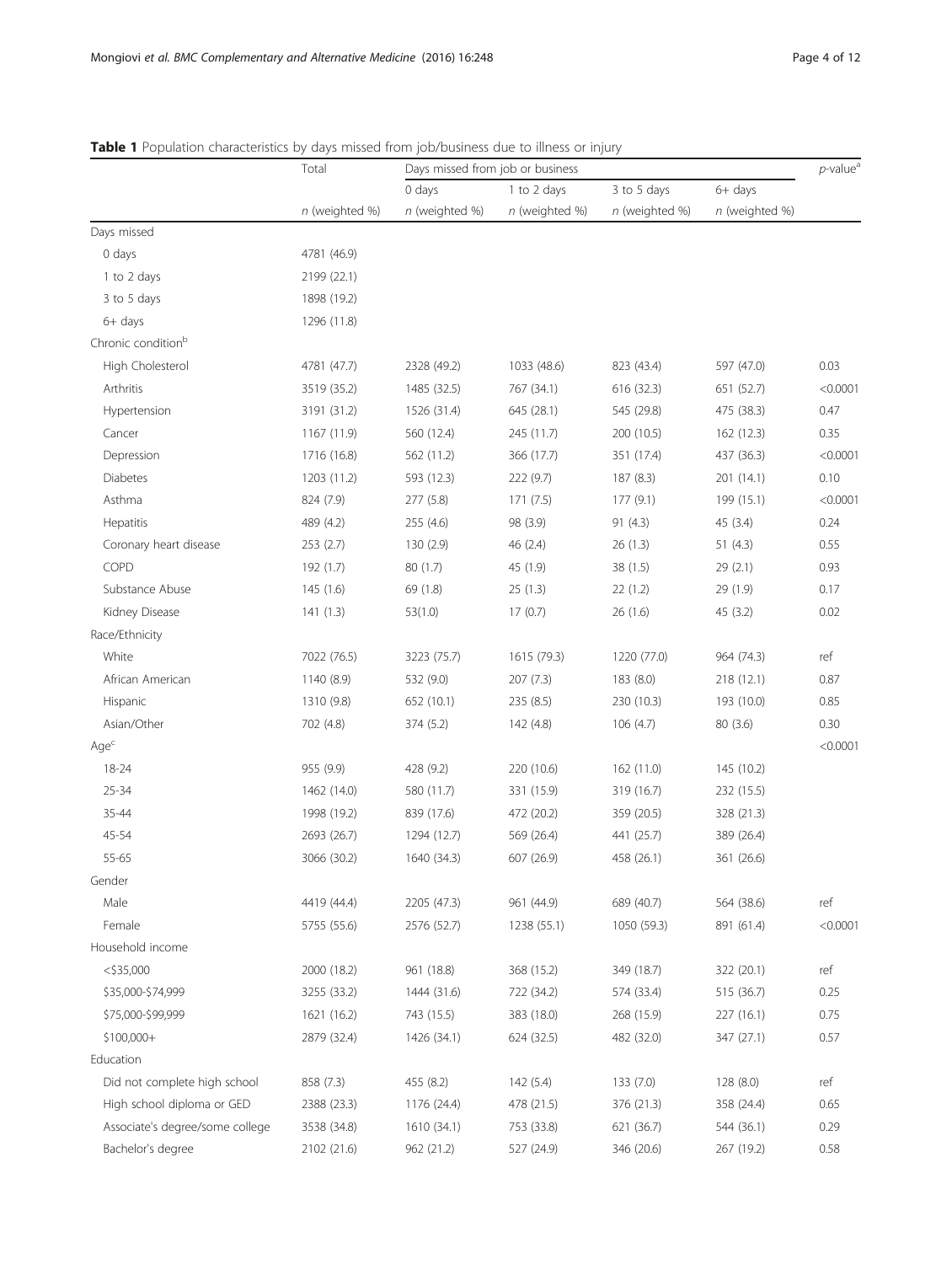**Table 1** Population characteristics by days missed from job/business due to illness or injury

| | Total | Days missed from job or business | | | | $p$-value[a] |
|---|---|---|---|---|---|---|
| | | 0 days | 1 to 2 days | 3 to 5 days | 6+ days | |
| | *n* (weighted %) | *n* (weighted %) | *n* (weighted %) | *n* (weighted %) | *n* (weighted %) | |
| Days missed | | | | | | |
| 0 days | 4781 (46.9) | | | | | |
| 1 to 2 days | 2199 (22.1) | | | | | |
| 3 to 5 days | 1898 (19.2) | | | | | |
| 6+ days | 1296 (11.8) | | | | | |
| Chronic condition[b] | | | | | | |
| High Cholesterol | 4781 (47.7) | 2328 (49.2) | 1033 (48.6) | 823 (43.4) | 597 (47.0) | 0.03 |
| Arthritis | 3519 (35.2) | 1485 (32.5) | 767 (34.1) | 616 (32.3) | 651 (52.7) | <0.0001 |
| Hypertension | 3191 (31.2) | 1526 (31.4) | 645 (28.1) | 545 (29.8) | 475 (38.3) | 0.47 |
| Cancer | 1167 (11.9) | 560 (12.4) | 245 (11.7) | 200 (10.5) | 162 (12.3) | 0.35 |
| Depression | 1716 (16.8) | 562 (11.2) | 366 (17.7) | 351 (17.4) | 437 (36.3) | <0.0001 |
| Diabetes | 1203 (11.2) | 593 (12.3) | 222 (9.7) | 187 (8.3) | 201 (14.1) | 0.10 |
| Asthma | 824 (7.9) | 277 (5.8) | 171 (7.5) | 177 (9.1) | 199 (15.1) | <0.0001 |
| Hepatitis | 489 (4.2) | 255 (4.6) | 98 (3.9) | 91 (4.3) | 45 (3.4) | 0.24 |
| Coronary heart disease | 253 (2.7) | 130 (2.9) | 46 (2.4) | 26 (1.3) | 51 (4.3) | 0.55 |
| COPD | 192 (1.7) | 80 (1.7) | 45 (1.9) | 38 (1.5) | 29 (2.1) | 0.93 |
| Substance Abuse | 145 (1.6) | 69 (1.8) | 25 (1.3) | 22 (1.2) | 29 (1.9) | 0.17 |
| Kidney Disease | 141 (1.3) | 53(1.0) | 17 (0.7) | 26 (1.6) | 45 (3.2) | 0.02 |
| Race/Ethnicity | | | | | | |
| White | 7022 (76.5) | 3223 (75.7) | 1615 (79.3) | 1220 (77.0) | 964 (74.3) | ref |
| African American | 1140 (8.9) | 532 (9.0) | 207 (7.3) | 183 (8.0) | 218 (12.1) | 0.87 |
| Hispanic | 1310 (9.8) | 652 (10.1) | 235 (8.5) | 230 (10.3) | 193 (10.0) | 0.85 |
| Asian/Other | 702 (4.8) | 374 (5.2) | 142 (4.8) | 106 (4.7) | 80 (3.6) | 0.30 |
| Age[c] | | | | | | <0.0001 |
| 18-24 | 955 (9.9) | 428 (9.2) | 220 (10.6) | 162 (11.0) | 145 (10.2) | |
| 25-34 | 1462 (14.0) | 580 (11.7) | 331 (15.9) | 319 (16.7) | 232 (15.5) | |
| 35-44 | 1998 (19.2) | 839 (17.6) | 472 (20.2) | 359 (20.5) | 328 (21.3) | |
| 45-54 | 2693 (26.7) | 1294 (12.7) | 569 (26.4) | 441 (25.7) | 389 (26.4) | |
| 55-65 | 3066 (30.2) | 1640 (34.3) | 607 (26.9) | 458 (26.1) | 361 (26.6) | |
| Gender | | | | | | |
| Male | 4419 (44.4) | 2205 (47.3) | 961 (44.9) | 689 (40.7) | 564 (38.6) | ref |
| Female | 5755 (55.6) | 2576 (52.7) | 1238 (55.1) | 1050 (59.3) | 891 (61.4) | <0.0001 |
| Household income | | | | | | |
| <$35,000 | 2000 (18.2) | 961 (18.8) | 368 (15.2) | 349 (18.7) | 322 (20.1) | ref |
| $35,000-$74,999 | 3255 (33.2) | 1444 (31.6) | 722 (34.2) | 574 (33.4) | 515 (36.7) | 0.25 |
| $75,000-$99,999 | 1621 (16.2) | 743 (15.5) | 383 (18.0) | 268 (15.9) | 227 (16.1) | 0.75 |
| $100,000+ | 2879 (32.4) | 1426 (34.1) | 624 (32.5) | 482 (32.0) | 347 (27.1) | 0.57 |
| Education | | | | | | |
| Did not complete high school | 858 (7.3) | 455 (8.2) | 142 (5.4) | 133 (7.0) | 128 (8.0) | ref |
| High school diploma or GED | 2388 (23.3) | 1176 (24.4) | 478 (21.5) | 376 (21.3) | 358 (24.4) | 0.65 |
| Associate's degree/some college | 3538 (34.8) | 1610 (34.1) | 753 (33.8) | 621 (36.7) | 544 (36.1) | 0.29 |
| Bachelor's degree | 2102 (21.6) | 962 (21.2) | 527 (24.9) | 346 (20.6) | 267 (19.2) | 0.58 |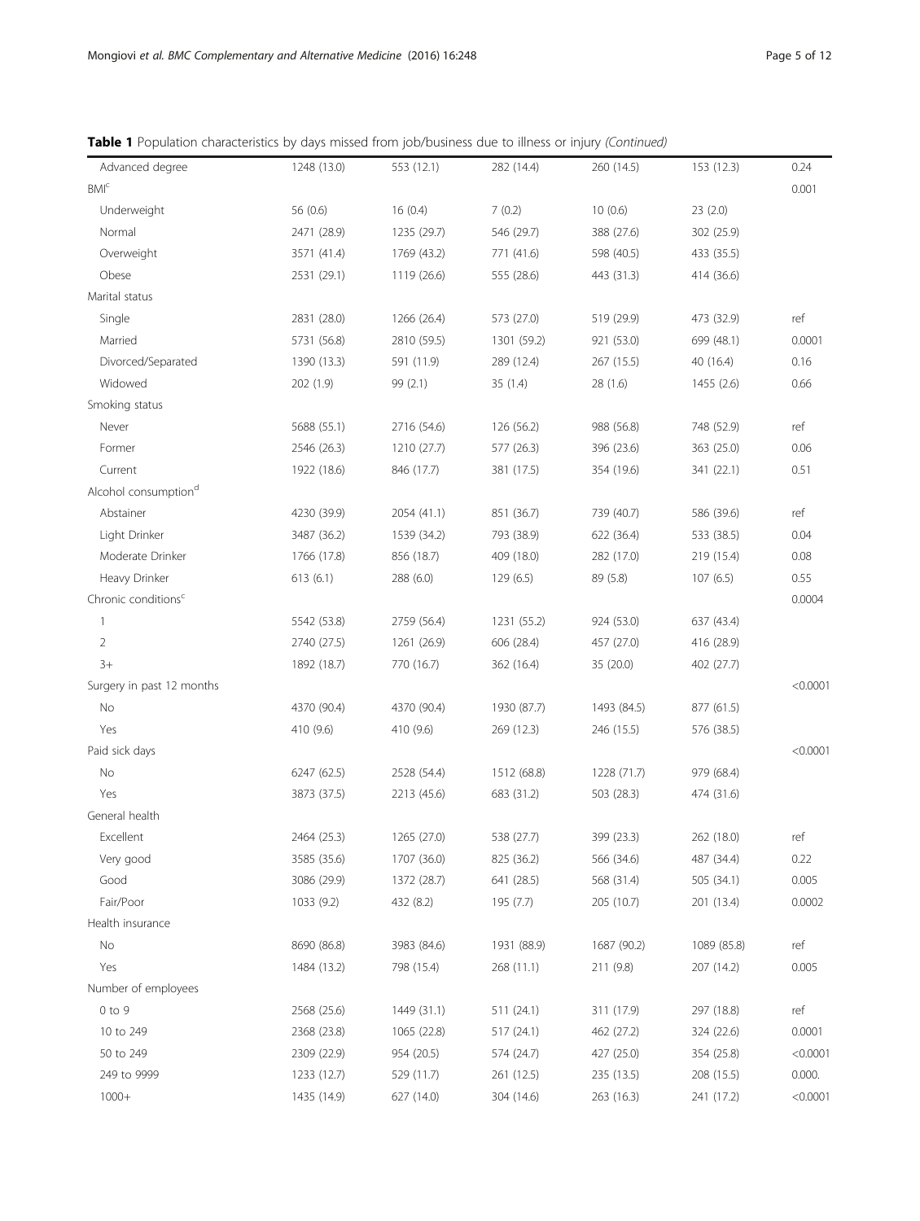**Table 1** Population characteristics by days missed from job/business due to illness or injury *(Continued)*

| | | | | | | |
|---|---|---|---|---|---|---|
| Advanced degree | 1248 (13.0) | 553 (12.1) | 282 (14.4) | 260 (14.5) | 153 (12.3) | 0.24 |
| BMI[c] | | | | | | 0.001 |
| Underweight | 56 (0.6) | 16 (0.4) | 7 (0.2) | 10 (0.6) | 23 (2.0) | |
| Normal | 2471 (28.9) | 1235 (29.7) | 546 (29.7) | 388 (27.6) | 302 (25.9) | |
| Overweight | 3571 (41.4) | 1769 (43.2) | 771 (41.6) | 598 (40.5) | 433 (35.5) | |
| Obese | 2531 (29.1) | 1119 (26.6) | 555 (28.6) | 443 (31.3) | 414 (36.6) | |
| Marital status | | | | | | |
| Single | 2831 (28.0) | 1266 (26.4) | 573 (27.0) | 519 (29.9) | 473 (32.9) | ref |
| Married | 5731 (56.8) | 2810 (59.5) | 1301 (59.2) | 921 (53.0) | 699 (48.1) | 0.0001 |
| Divorced/Separated | 1390 (13.3) | 591 (11.9) | 289 (12.4) | 267 (15.5) | 40 (16.4) | 0.16 |
| Widowed | 202 (1.9) | 99 (2.1) | 35 (1.4) | 28 (1.6) | 1455 (2.6) | 0.66 |
| Smoking status | | | | | | |
| Never | 5688 (55.1) | 2716 (54.6) | 126 (56.2) | 988 (56.8) | 748 (52.9) | ref |
| Former | 2546 (26.3) | 1210 (27.7) | 577 (26.3) | 396 (23.6) | 363 (25.0) | 0.06 |
| Current | 1922 (18.6) | 846 (17.7) | 381 (17.5) | 354 (19.6) | 341 (22.1) | 0.51 |
| Alcohol consumption[d] | | | | | | |
| Abstainer | 4230 (39.9) | 2054 (41.1) | 851 (36.7) | 739 (40.7) | 586 (39.6) | ref |
| Light Drinker | 3487 (36.2) | 1539 (34.2) | 793 (38.9) | 622 (36.4) | 533 (38.5) | 0.04 |
| Moderate Drinker | 1766 (17.8) | 856 (18.7) | 409 (18.0) | 282 (17.0) | 219 (15.4) | 0.08 |
| Heavy Drinker | 613 (6.1) | 288 (6.0) | 129 (6.5) | 89 (5.8) | 107 (6.5) | 0.55 |
| Chronic conditions[c] | | | | | | 0.0004 |
| 1 | 5542 (53.8) | 2759 (56.4) | 1231 (55.2) | 924 (53.0) | 637 (43.4) | |
| 2 | 2740 (27.5) | 1261 (26.9) | 606 (28.4) | 457 (27.0) | 416 (28.9) | |
| 3+ | 1892 (18.7) | 770 (16.7) | 362 (16.4) | 35 (20.0) | 402 (27.7) | |
| Surgery in past 12 months | | | | | | <0.0001 |
| No | 4370 (90.4) | 4370 (90.4) | 1930 (87.7) | 1493 (84.5) | 877 (61.5) | |
| Yes | 410 (9.6) | 410 (9.6) | 269 (12.3) | 246 (15.5) | 576 (38.5) | |
| Paid sick days | | | | | | <0.0001 |
| No | 6247 (62.5) | 2528 (54.4) | 1512 (68.8) | 1228 (71.7) | 979 (68.4) | |
| Yes | 3873 (37.5) | 2213 (45.6) | 683 (31.2) | 503 (28.3) | 474 (31.6) | |
| General health | | | | | | |
| Excellent | 2464 (25.3) | 1265 (27.0) | 538 (27.7) | 399 (23.3) | 262 (18.0) | ref |
| Very good | 3585 (35.6) | 1707 (36.0) | 825 (36.2) | 566 (34.6) | 487 (34.4) | 0.22 |
| Good | 3086 (29.9) | 1372 (28.7) | 641 (28.5) | 568 (31.4) | 505 (34.1) | 0.005 |
| Fair/Poor | 1033 (9.2) | 432 (8.2) | 195 (7.7) | 205 (10.7) | 201 (13.4) | 0.0002 |
| Health insurance | | | | | | |
| No | 8690 (86.8) | 3983 (84.6) | 1931 (88.9) | 1687 (90.2) | 1089 (85.8) | ref |
| Yes | 1484 (13.2) | 798 (15.4) | 268 (11.1) | 211 (9.8) | 207 (14.2) | 0.005 |
| Number of employees | | | | | | |
| 0 to 9 | 2568 (25.6) | 1449 (31.1) | 511 (24.1) | 311 (17.9) | 297 (18.8) | ref |
| 10 to 249 | 2368 (23.8) | 1065 (22.8) | 517 (24.1) | 462 (27.2) | 324 (22.6) | 0.0001 |
| 50 to 249 | 2309 (22.9) | 954 (20.5) | 574 (24.7) | 427 (25.0) | 354 (25.8) | <0.0001 |
| 249 to 9999 | 1233 (12.7) | 529 (11.7) | 261 (12.5) | 235 (13.5) | 208 (15.5) | 0.000. |
| 1000+ | 1435 (14.9) | 627 (14.0) | 304 (14.6) | 263 (16.3) | 241 (17.2) | <0.0001 |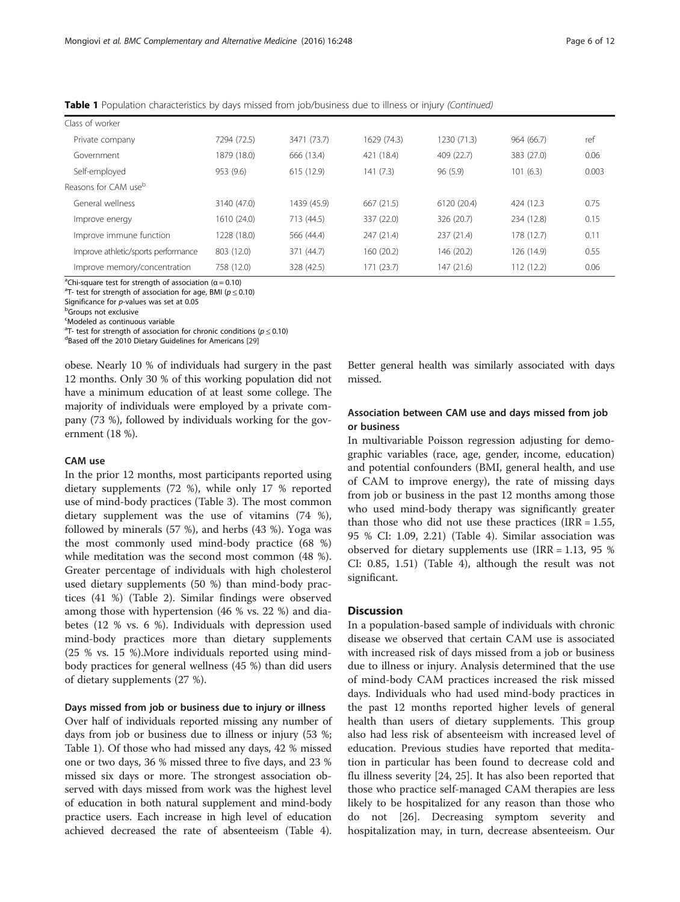**Table 1** Population characteristics by days missed from job/business due to illness or injury *(Continued)*

| | | | | | | |
|---|---|---|---|---|---|---|
| Class of worker | | | | | | |
| Private company | 7294 (72.5) | 3471 (73.7) | 1629 (74.3) | 1230 (71.3) | 964 (66.7) | ref |
| Government | 1879 (18.0) | 666 (13.4) | 421 (18.4) | 409 (22.7) | 383 (27.0) | 0.06 |
| Self-employed | 953 (9.6) | 615 (12.9) | 141 (7.3) | 96 (5.9) | 101 (6.3) | 0.003 |
| Reasons for CAM use[b] | | | | | | |
| General wellness | 3140 (47.0) | 1439 (45.9) | 667 (21.5) | 6120 (20.4) | 424 (12.3 | 0.75 |
| Improve energy | 1610 (24.0) | 713 (44.5) | 337 (22.0) | 326 (20.7) | 234 (12.8) | 0.15 |
| Improve immune function | 1228 (18.0) | 566 (44.4) | 247 (21.4) | 237 (21.4) | 178 (12.7) | 0.11 |
| Improve athletic/sports performance | 803 (12.0) | 371 (44.7) | 160 (20.2) | 146 (20.2) | 126 (14.9) | 0.55 |
| Improve memory/concentration | 758 (12.0) | 328 (42.5) | 171 (23.7) | 147 (21.6) | 112 (12.2) | 0.06 |

[a]Chi-square test for strength of association (α = 0.10)
[a]T- test for strength of association for age, BMI (p ≤ 0.10)
Significance for p-values was set at 0.05
[b]Groups not exclusive
[c]Modeled as continuous variable
[a]T- test for strength of association for chronic conditions (p ≤ 0.10)
[d]Based off the 2010 Dietary Guidelines for Americans [29]

obese. Nearly 10 % of individuals had surgery in the past 12 months. Only 30 % of this working population did not have a minimum education of at least some college. The majority of individuals were employed by a private company (73 %), followed by individuals working for the government (18 %).

### CAM use

In the prior 12 months, most participants reported using dietary supplements (72 %), while only 17 % reported use of mind-body practices (Table 3). The most common dietary supplement was the use of vitamins (74 %), followed by minerals (57 %), and herbs (43 %). Yoga was the most commonly used mind-body practice (68 %) while meditation was the second most common (48 %). Greater percentage of individuals with high cholesterol used dietary supplements (50 %) than mind-body practices (41 %) (Table 2). Similar findings were observed among those with hypertension (46 % vs. 22 %) and diabetes (12 % vs. 6 %). Individuals with depression used mind-body practices more than dietary supplements (25 % vs. 15 %).More individuals reported using mind-body practices for general wellness (45 %) than did users of dietary supplements (27 %).

### Days missed from job or business due to injury or illness

Over half of individuals reported missing any number of days from job or business due to illness or injury (53 %; Table 1). Of those who had missed any days, 42 % missed one or two days, 36 % missed three to five days, and 23 % missed six days or more. The strongest association observed with days missed from work was the highest level of education in both natural supplement and mind-body practice users. Each increase in high level of education achieved decreased the rate of absenteeism (Table 4). Better general health was similarly associated with days missed.

### Association between CAM use and days missed from job or business

In multivariable Poisson regression adjusting for demographic variables (race, age, gender, income, education) and potential confounders (BMI, general health, and use of CAM to improve energy), the rate of missing days from job or business in the past 12 months among those who used mind-body therapy was significantly greater than those who did not use these practices (IRR = 1.55, 95 % CI: 1.09, 2.21) (Table 4). Similar association was observed for dietary supplements use (IRR = 1.13, 95 % CI: 0.85, 1.51) (Table 4), although the result was not significant.

## Discussion

In a population-based sample of individuals with chronic disease we observed that certain CAM use is associated with increased risk of days missed from a job or business due to illness or injury. Analysis determined that the use of mind-body CAM practices increased the risk missed days. Individuals who had used mind-body practices in the past 12 months reported higher levels of general health than users of dietary supplements. This group also had less risk of absenteeism with increased level of education. Previous studies have reported that meditation in particular has been found to decrease cold and flu illness severity [24, 25]. It has also been reported that those who practice self-managed CAM therapies are less likely to be hospitalized for any reason than those who do not [26]. Decreasing symptom severity and hospitalization may, in turn, decrease absenteeism. Our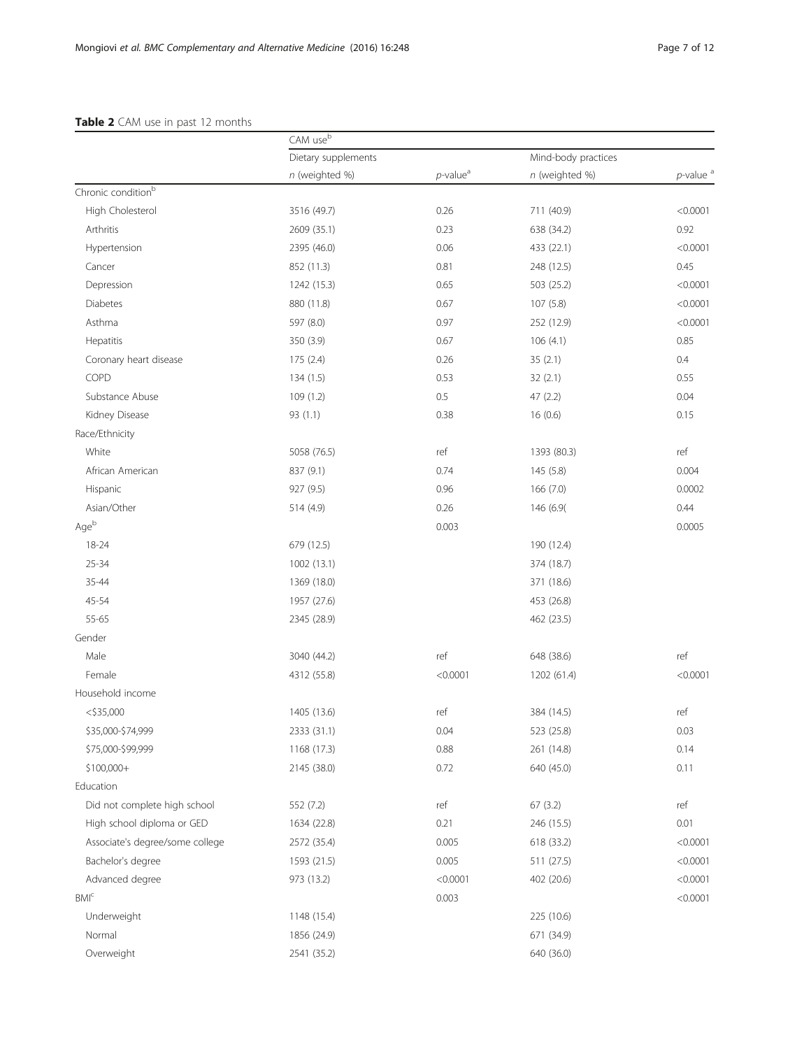**Table 2** CAM use in past 12 months

| | CAM use[b] | | | |
|---|---|---|---|---|
| | Dietary supplements | | Mind-body practices | |
| | *n* (weighted %) | *p*-value[a] | *n* (weighted %) | *p*-value [a] |
| Chronic condition[b] | | | | |
| High Cholesterol | 3516 (49.7) | 0.26 | 711 (40.9) | <0.0001 |
| Arthritis | 2609 (35.1) | 0.23 | 638 (34.2) | 0.92 |
| Hypertension | 2395 (46.0) | 0.06 | 433 (22.1) | <0.0001 |
| Cancer | 852 (11.3) | 0.81 | 248 (12.5) | 0.45 |
| Depression | 1242 (15.3) | 0.65 | 503 (25.2) | <0.0001 |
| Diabetes | 880 (11.8) | 0.67 | 107 (5.8) | <0.0001 |
| Asthma | 597 (8.0) | 0.97 | 252 (12.9) | <0.0001 |
| Hepatitis | 350 (3.9) | 0.67 | 106 (4.1) | 0.85 |
| Coronary heart disease | 175 (2.4) | 0.26 | 35 (2.1) | 0.4 |
| COPD | 134 (1.5) | 0.53 | 32 (2.1) | 0.55 |
| Substance Abuse | 109 (1.2) | 0.5 | 47 (2.2) | 0.04 |
| Kidney Disease | 93 (1.1) | 0.38 | 16 (0.6) | 0.15 |
| Race/Ethnicity | | | | |
| White | 5058 (76.5) | ref | 1393 (80.3) | ref |
| African American | 837 (9.1) | 0.74 | 145 (5.8) | 0.004 |
| Hispanic | 927 (9.5) | 0.96 | 166 (7.0) | 0.0002 |
| Asian/Other | 514 (4.9) | 0.26 | 146 (6.9( | 0.44 |
| Age[b] | | 0.003 | | 0.0005 |
| 18-24 | 679 (12.5) | | 190 (12.4) | |
| 25-34 | 1002 (13.1) | | 374 (18.7) | |
| 35-44 | 1369 (18.0) | | 371 (18.6) | |
| 45-54 | 1957 (27.6) | | 453 (26.8) | |
| 55-65 | 2345 (28.9) | | 462 (23.5) | |
| Gender | | | | |
| Male | 3040 (44.2) | ref | 648 (38.6) | ref |
| Female | 4312 (55.8) | <0.0001 | 1202 (61.4) | <0.0001 |
| Household income | | | | |
| <$35,000 | 1405 (13.6) | ref | 384 (14.5) | ref |
| $35,000-$74,999 | 2333 (31.1) | 0.04 | 523 (25.8) | 0.03 |
| $75,000-$99,999 | 1168 (17.3) | 0.88 | 261 (14.8) | 0.14 |
| $100,000+ | 2145 (38.0) | 0.72 | 640 (45.0) | 0.11 |
| Education | | | | |
| Did not complete high school | 552 (7.2) | ref | 67 (3.2) | ref |
| High school diploma or GED | 1634 (22.8) | 0.21 | 246 (15.5) | 0.01 |
| Associate's degree/some college | 2572 (35.4) | 0.005 | 618 (33.2) | <0.0001 |
| Bachelor's degree | 1593 (21.5) | 0.005 | 511 (27.5) | <0.0001 |
| Advanced degree | 973 (13.2) | <0.0001 | 402 (20.6) | <0.0001 |
| BMI[c] | | 0.003 | | <0.0001 |
| Underweight | 1148 (15.4) | | 225 (10.6) | |
| Normal | 1856 (24.9) | | 671 (34.9) | |
| Overweight | 2541 (35.2) | | 640 (36.0) | |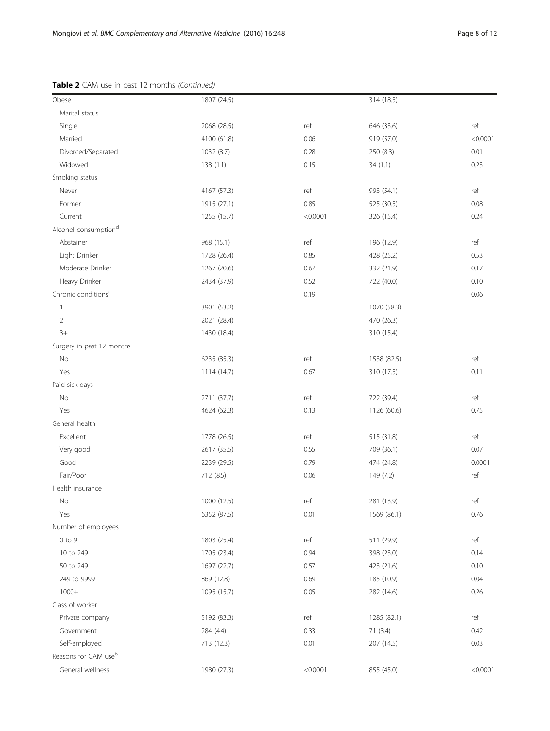**Table 2** CAM use in past 12 months *(Continued)*

| | | | | |
|---|---|---|---|---|
| Obese | 1807 (24.5) | | 314 (18.5) | |
| Marital status | | | | |
| Single | 2068 (28.5) | ref | 646 (33.6) | ref |
| Married | 4100 (61.8) | 0.06 | 919 (57.0) | <0.0001 |
| Divorced/Separated | 1032 (8.7) | 0.28 | 250 (8.3) | 0.01 |
| Widowed | 138 (1.1) | 0.15 | 34 (1.1) | 0.23 |
| Smoking status | | | | |
| Never | 4167 (57.3) | ref | 993 (54.1) | ref |
| Former | 1915 (27.1) | 0.85 | 525 (30.5) | 0.08 |
| Current | 1255 (15.7) | <0.0001 | 326 (15.4) | 0.24 |
| Alcohol consumption[d] | | | | |
| Abstainer | 968 (15.1) | ref | 196 (12.9) | ref |
| Light Drinker | 1728 (26.4) | 0.85 | 428 (25.2) | 0.53 |
| Moderate Drinker | 1267 (20.6) | 0.67 | 332 (21.9) | 0.17 |
| Heavy Drinker | 2434 (37.9) | 0.52 | 722 (40.0) | 0.10 |
| Chronic conditions[c] | | 0.19 | | 0.06 |
| 1 | 3901 (53.2) | | 1070 (58.3) | |
| 2 | 2021 (28.4) | | 470 (26.3) | |
| 3+ | 1430 (18.4) | | 310 (15.4) | |
| Surgery in past 12 months | | | | |
| No | 6235 (85.3) | ref | 1538 (82.5) | ref |
| Yes | 1114 (14.7) | 0.67 | 310 (17.5) | 0.11 |
| Paid sick days | | | | |
| No | 2711 (37.7) | ref | 722 (39.4) | ref |
| Yes | 4624 (62.3) | 0.13 | 1126 (60.6) | 0.75 |
| General health | | | | |
| Excellent | 1778 (26.5) | ref | 515 (31.8) | ref |
| Very good | 2617 (35.5) | 0.55 | 709 (36.1) | 0.07 |
| Good | 2239 (29.5) | 0.79 | 474 (24.8) | 0.0001 |
| Fair/Poor | 712 (8.5) | 0.06 | 149 (7.2) | ref |
| Health insurance | | | | |
| No | 1000 (12.5) | ref | 281 (13.9) | ref |
| Yes | 6352 (87.5) | 0.01 | 1569 (86.1) | 0.76 |
| Number of employees | | | | |
| 0 to 9 | 1803 (25.4) | ref | 511 (29.9) | ref |
| 10 to 249 | 1705 (23.4) | 0.94 | 398 (23.0) | 0.14 |
| 50 to 249 | 1697 (22.7) | 0.57 | 423 (21.6) | 0.10 |
| 249 to 9999 | 869 (12.8) | 0.69 | 185 (10.9) | 0.04 |
| 1000+ | 1095 (15.7) | 0.05 | 282 (14.6) | 0.26 |
| Class of worker | | | | |
| Private company | 5192 (83.3) | ref | 1285 (82.1) | ref |
| Government | 284 (4.4) | 0.33 | 71 (3.4) | 0.42 |
| Self-employed | 713 (12.3) | 0.01 | 207 (14.5) | 0.03 |
| Reasons for CAM use[b] | | | | |
| General wellness | 1980 (27.3) | <0.0001 | 855 (45.0) | <0.0001 |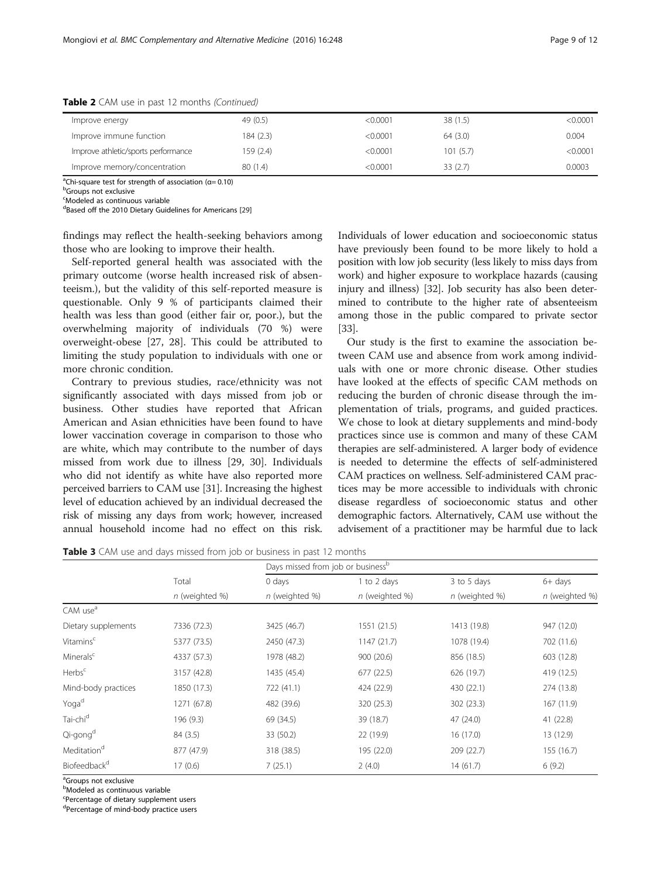**Table 2** CAM use in past 12 months *(Continued)*

| | | | | |
|---|---|---|---|---|
| Improve energy | 49 (0.5) | <0.0001 | 38 (1.5) | <0.0001 |
| Improve immune function | 184 (2.3) | <0.0001 | 64 (3.0) | 0.004 |
| Improve athletic/sports performance | 159 (2.4) | <0.0001 | 101 (5.7) | <0.0001 |
| Improve memory/concentration | 80 (1.4) | <0.0001 | 33 (2.7) | 0.0003 |

[a]Chi-square test for strength of association (α= 0.10)
[b]Groups not exclusive
[c]Modeled as continuous variable
[d]Based off the 2010 Dietary Guidelines for Americans [29]

findings may reflect the health-seeking behaviors among those who are looking to improve their health.

Self-reported general health was associated with the primary outcome (worse health increased risk of absenteeism.), but the validity of this self-reported measure is questionable. Only 9 % of participants claimed their health was less than good (either fair or, poor.), but the overwhelming majority of individuals (70 %) were overweight-obese [27, 28]. This could be attributed to limiting the study population to individuals with one or more chronic condition.

Contrary to previous studies, race/ethnicity was not significantly associated with days missed from job or business. Other studies have reported that African American and Asian ethnicities have been found to have lower vaccination coverage in comparison to those who are white, which may contribute to the number of days missed from work due to illness [29, 30]. Individuals who did not identify as white have also reported more perceived barriers to CAM use [31]. Increasing the highest level of education achieved by an individual decreased the risk of missing any days from work; however, increased annual household income had no effect on this risk. Individuals of lower education and socioeconomic status have previously been found to be more likely to hold a position with low job security (less likely to miss days from work) and higher exposure to workplace hazards (causing injury and illness) [32]. Job security has also been determined to contribute to the higher rate of absenteeism among those in the public compared to private sector [33].

Our study is the first to examine the association between CAM use and absence from work among individuals with one or more chronic disease. Other studies have looked at the effects of specific CAM methods on reducing the burden of chronic disease through the implementation of trials, programs, and guided practices. We chose to look at dietary supplements and mind-body practices since use is common and many of these CAM therapies are self-administered. A larger body of evidence is needed to determine the effects of self-administered CAM practices on wellness. Self-administered CAM practices may be more accessible to individuals with chronic disease regardless of socioeconomic status and other demographic factors. Alternatively, CAM use without the advisement of a practitioner may be harmful due to lack

**Table 3** CAM use and days missed from job or business in past 12 months

| | Total | Days missed from job or business[b] | | | |
|---|---|---|---|---|---|
| | | 0 days | 1 to 2 days | 3 to 5 days | 6+ days |
| | *n* (weighted %) | *n* (weighted %) | *n* (weighted %) | *n* (weighted %) | *n* (weighted %) |
| CAM use[a] | | | | | |
| Dietary supplements | 7336 (72.3) | 3425 (46.7) | 1551 (21.5) | 1413 (19.8) | 947 (12.0) |
| Vitamins[c] | 5377 (73.5) | 2450 (47.3) | 1147 (21.7) | 1078 (19.4) | 702 (11.6) |
| Minerals[c] | 4337 (57.3) | 1978 (48.2) | 900 (20.6) | 856 (18.5) | 603 (12.8) |
| Herbs[c] | 3157 (42.8) | 1435 (45.4) | 677 (22.5) | 626 (19.7) | 419 (12.5) |
| Mind-body practices | 1850 (17.3) | 722 (41.1) | 424 (22.9) | 430 (22.1) | 274 (13.8) |
| Yoga[d] | 1271 (67.8) | 482 (39.6) | 320 (25.3) | 302 (23.3) | 167 (11.9) |
| Tai-chi[d] | 196 (9.3) | 69 (34.5) | 39 (18.7) | 47 (24.0) | 41 (22.8) |
| Qi-gong[d] | 84 (3.5) | 33 (50.2) | 22 (19.9) | 16 (17.0) | 13 (12.9) |
| Meditation[d] | 877 (47.9) | 318 (38.5) | 195 (22.0) | 209 (22.7) | 155 (16.7) |
| Biofeedback[d] | 17 (0.6) | 7 (25.1) | 2 (4.0) | 14 (61.7) | 6 (9.2) |

[a]Groups not exclusive
[b]Modeled as continuous variable
[c]Percentage of dietary supplement users
[d]Percentage of mind-body practice users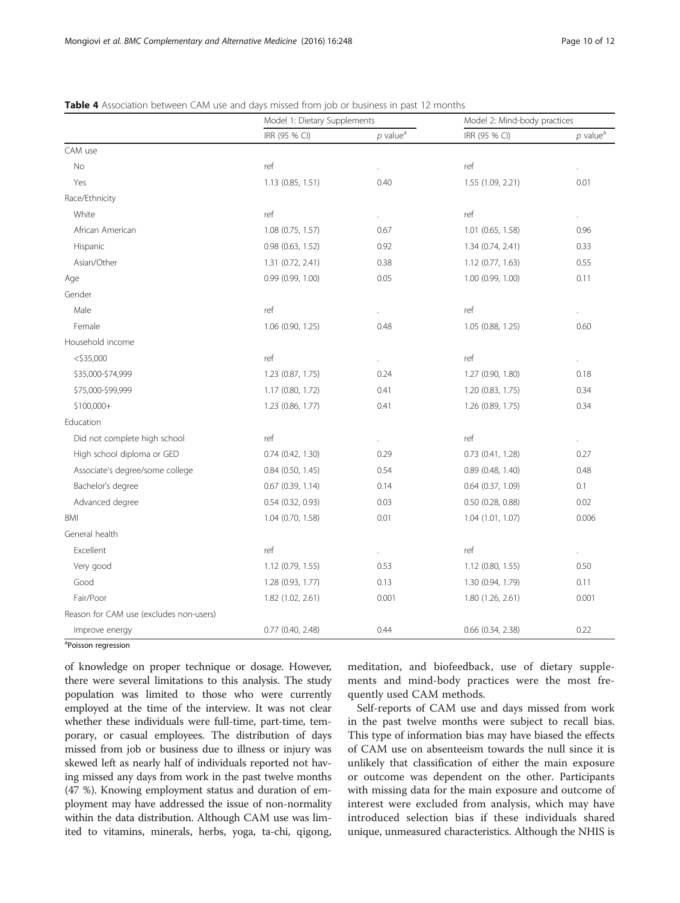**Table 4** Association between CAM use and days missed from job or business in past 12 months

| | Model 1: Dietary Supplements | | Model 2: Mind-body practices | |
|---|---|---|---|---|
| | IRR (95 % CI) | *p* value[a] | IRR (95 % CI) | *p* value[a] |
| CAM use | | | | |
| No | ref | . | ref | . |
| Yes | 1.13 (0.85, 1.51) | 0.40 | 1.55 (1.09, 2.21) | 0.01 |
| Race/Ethnicity | | | | |
| White | ref | . | ref | . |
| African American | 1.08 (0.75, 1.57) | 0.67 | 1.01 (0.65, 1.58) | 0.96 |
| Hispanic | 0.98 (0.63, 1.52) | 0.92 | 1.34 (0.74, 2.41) | 0.33 |
| Asian/Other | 1.31 (0.72, 2.41) | 0.38 | 1.12 (0.77, 1.63) | 0.55 |
| Age | 0.99 (0.99, 1.00) | 0.05 | 1.00 (0.99, 1.00) | 0.11 |
| Gender | | | | |
| Male | ref | . | ref | . |
| Female | 1.06 (0.90, 1.25) | 0.48 | 1.05 (0.88, 1.25) | 0.60 |
| Household income | | | | |
| <$35,000 | ref | . | ref | . |
| $35,000-$74,999 | 1.23 (0.87, 1.75) | 0.24 | 1.27 (0.90, 1.80) | 0.18 |
| $75,000-$99,999 | 1.17 (0.80, 1.72) | 0.41 | 1.20 (0.83, 1.75) | 0.34 |
| $100,000+ | 1.23 (0.86, 1.77) | 0.41 | 1.26 (0.89, 1.75) | 0.34 |
| Education | | | | |
| Did not complete high school | ref | . | ref | . |
| High school diploma or GED | 0.74 (0.42, 1.30) | 0.29 | 0.73 (0.41, 1.28) | 0.27 |
| Associate's degree/some college | 0.84 (0.50, 1.45) | 0.54 | 0.89 (0.48, 1.40) | 0.48 |
| Bachelor's degree | 0.67 (0.39, 1.14) | 0.14 | 0.64 (0.37, 1.09) | 0.1 |
| Advanced degree | 0.54 (0.32, 0.93) | 0.03 | 0.50 (0.28, 0.88) | 0.02 |
| BMI | 1.04 (0.70, 1.58) | 0.01 | 1.04 (1.01, 1.07) | 0.006 |
| General health | | | | |
| Excellent | ref | . | ref | . |
| Very good | 1.12 (0.79, 1.55) | 0.53 | 1.12 (0.80, 1.55) | 0.50 |
| Good | 1.28 (0.93, 1.77) | 0.13 | 1.30 (0.94, 1.79) | 0.11 |
| Fair/Poor | 1.82 (1.02, 2.61) | 0.001 | 1.80 (1.26, 2.61) | 0.001 |
| Reason for CAM use (excludes non-users) | | | | |
| Improve energy | 0.77 (0.40, 2.48) | 0.44 | 0.66 (0.34, 2.38) | 0.22 |

[a]Poisson regression

of knowledge on proper technique or dosage. However, there were several limitations to this analysis. The study population was limited to those who were currently employed at the time of the interview. It was not clear whether these individuals were full-time, part-time, temporary, or casual employees. The distribution of days missed from job or business due to illness or injury was skewed left as nearly half of individuals reported not having missed any days from work in the past twelve months (47 %). Knowing employment status and duration of employment may have addressed the issue of non-normality within the data distribution. Although CAM use was limited to vitamins, minerals, herbs, yoga, ta-chi, qigong, meditation, and biofeedback, use of dietary supplements and mind-body practices were the most frequently used CAM methods.

Self-reports of CAM use and days missed from work in the past twelve months were subject to recall bias. This type of information bias may have biased the effects of CAM use on absenteeism towards the null since it is unlikely that classification of either the main exposure or outcome was dependent on the other. Participants with missing data for the main exposure and outcome of interest were excluded from analysis, which may have introduced selection bias if these individuals shared unique, unmeasured characteristics. Although the NHIS is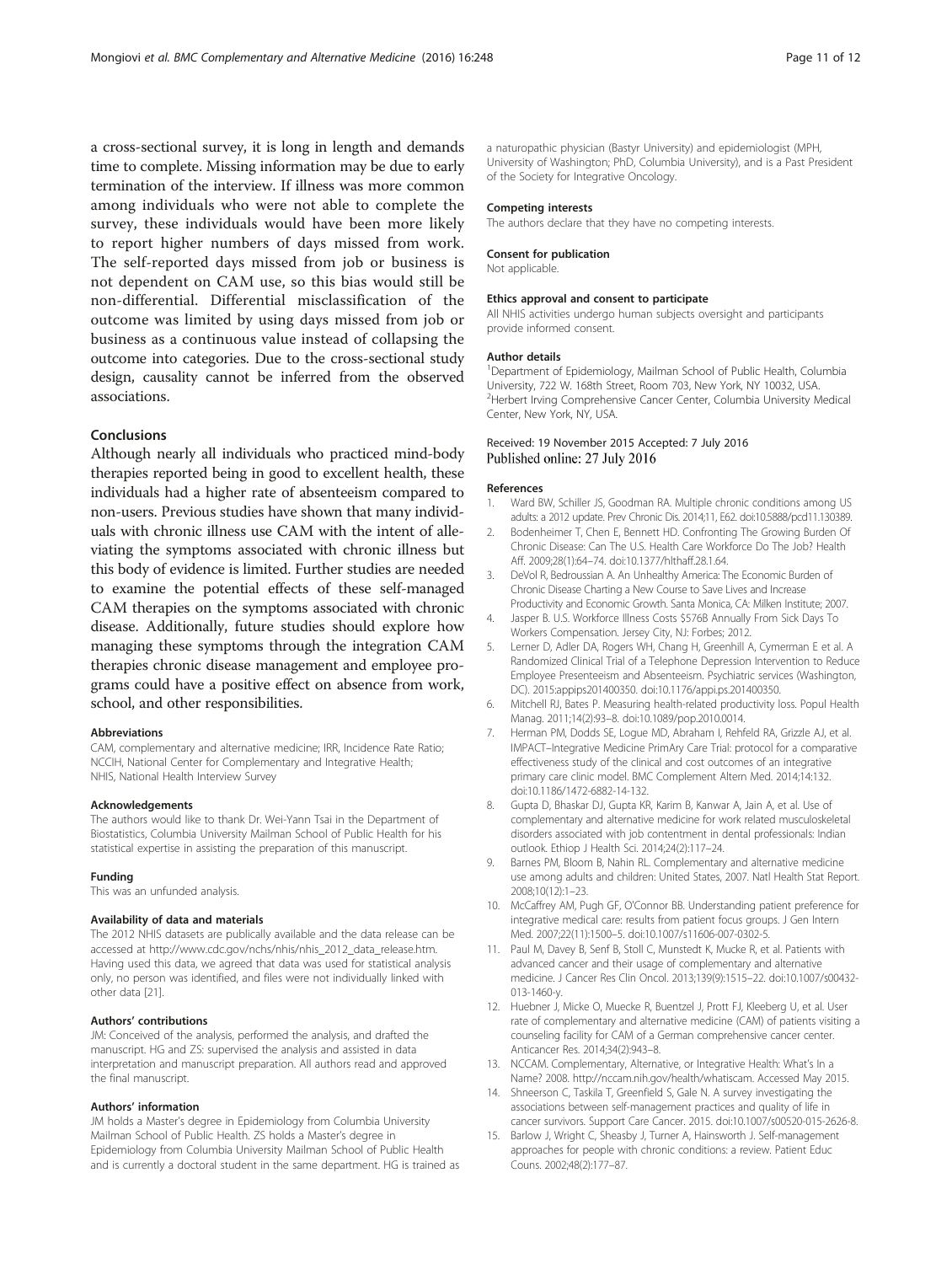a cross-sectional survey, it is long in length and demands time to complete. Missing information may be due to early termination of the interview. If illness was more common among individuals who were not able to complete the survey, these individuals would have been more likely to report higher numbers of days missed from work. The self-reported days missed from job or business is not dependent on CAM use, so this bias would still be non-differential. Differential misclassification of the outcome was limited by using days missed from job or business as a continuous value instead of collapsing the outcome into categories. Due to the cross-sectional study design, causality cannot be inferred from the observed associations.

## Conclusions

Although nearly all individuals who practiced mind-body therapies reported being in good to excellent health, these individuals had a higher rate of absenteeism compared to non-users. Previous studies have shown that many individuals with chronic illness use CAM with the intent of alleviating the symptoms associated with chronic illness but this body of evidence is limited. Further studies are needed to examine the potential effects of these self-managed CAM therapies on the symptoms associated with chronic disease. Additionally, future studies should explore how managing these symptoms through the integration CAM therapies chronic disease management and employee programs could have a positive effect on absence from work, school, and other responsibilities.

### Abbreviations

CAM, complementary and alternative medicine; IRR, Incidence Rate Ratio; NCCIH, National Center for Complementary and Integrative Health; NHIS, National Health Interview Survey

### Acknowledgements

The authors would like to thank Dr. Wei-Yann Tsai in the Department of Biostatistics, Columbia University Mailman School of Public Health for his statistical expertise in assisting the preparation of this manuscript.

### Funding

This was an unfunded analysis.

### Availability of data and materials

The 2012 NHIS datasets are publically available and the data release can be accessed at http://www.cdc.gov/nchs/nhis/nhis_2012_data_release.htm. Having used this data, we agreed that data was used for statistical analysis only, no person was identified, and files were not individually linked with other data [21].

### Authors' contributions

JM: Conceived of the analysis, performed the analysis, and drafted the manuscript. HG and ZS: supervised the analysis and assisted in data interpretation and manuscript preparation. All authors read and approved the final manuscript.

### Authors' information

JM holds a Master's degree in Epidemiology from Columbia University Mailman School of Public Health. ZS holds a Master's degree in Epidemiology from Columbia University Mailman School of Public Health and is currently a doctoral student in the same department. HG is trained as a naturopathic physician (Bastyr University) and epidemiologist (MPH, University of Washington; PhD, Columbia University), and is a Past President of the Society for Integrative Oncology.

### Competing interests

The authors declare that they have no competing interests.

### Consent for publication

Not applicable.

### Ethics approval and consent to participate

All NHIS activities undergo human subjects oversight and participants provide informed consent.

### Author details

[1]Department of Epidemiology, Mailman School of Public Health, Columbia University, 722 W. 168th Street, Room 703, New York, NY 10032, USA. [2]Herbert Irving Comprehensive Cancer Center, Columbia University Medical Center, New York, NY, USA.

Received: 19 November 2015 Accepted: 7 July 2016
Published online: 27 July 2016

### References

1. Ward BW, Schiller JS, Goodman RA. Multiple chronic conditions among US adults: a 2012 update. Prev Chronic Dis. 2014;11, E62. doi:10.5888/pcd11.130389.
2. Bodenheimer T, Chen E, Bennett HD. Confronting The Growing Burden Of Chronic Disease: Can The U.S. Health Care Workforce Do The Job? Health Aff. 2009;28(1):64–74. doi:10.1377/hlthaff.28.1.64.
3. DeVol R, Bedroussian A. An Unhealthy America: The Economic Burden of Chronic Disease Charting a New Course to Save Lives and Increase Productivity and Economic Growth. Santa Monica, CA: Milken Institute; 2007.
4. Jasper B. U.S. Workforce Illness Costs $576B Annually From Sick Days To Workers Compensation. Jersey City, NJ: Forbes; 2012.
5. Lerner D, Adler DA, Rogers WH, Chang H, Greenhill A, Cymerman E et al. A Randomized Clinical Trial of a Telephone Depression Intervention to Reduce Employee Presenteeism and Absenteeism. Psychiatric services (Washington, DC). 2015:appips201400350. doi:10.1176/appi.ps.201400350.
6. Mitchell RJ, Bates P. Measuring health-related productivity loss. Popul Health Manag. 2011;14(2):93–8. doi:10.1089/pop.2010.0014.
7. Herman PM, Dodds SE, Logue MD, Abraham I, Rehfeld RA, Grizzle AJ, et al. IMPACT–Integrative Medicine PrimAry Care Trial: protocol for a comparative effectiveness study of the clinical and cost outcomes of an integrative primary care clinic model. BMC Complement Altern Med. 2014;14:132. doi:10.1186/1472-6882-14-132.
8. Gupta D, Bhaskar DJ, Gupta KR, Karim B, Kanwar A, Jain A, et al. Use of complementary and alternative medicine for work related musculoskeletal disorders associated with job contentment in dental professionals: Indian outlook. Ethiop J Health Sci. 2014;24(2):117–24.
9. Barnes PM, Bloom B, Nahin RL. Complementary and alternative medicine use among adults and children: United States, 2007. Natl Health Stat Report. 2008;10(12):1–23.
10. McCaffrey AM, Pugh GF, O'Connor BB. Understanding patient preference for integrative medical care: results from patient focus groups. J Gen Intern Med. 2007;22(11):1500–5. doi:10.1007/s11606-007-0302-5.
11. Paul M, Davey B, Senf B, Stoll C, Munstedt K, Mucke R, et al. Patients with advanced cancer and their usage of complementary and alternative medicine. J Cancer Res Clin Oncol. 2013;139(9):1515–22. doi:10.1007/s00432-013-1460-y.
12. Huebner J, Micke O, Muecke R, Buentzel J, Prott FJ, Kleeberg U, et al. User rate of complementary and alternative medicine (CAM) of patients visiting a counseling facility for CAM of a German comprehensive cancer center. Anticancer Res. 2014;34(2):943–8.
13. NCCAM. Complementary, Alternative, or Integrative Health: What's In a Name? 2008. http://nccam.nih.gov/health/whatiscam. Accessed May 2015.
14. Shneerson C, Taskila T, Greenfield S, Gale N. A survey investigating the associations between self-management practices and quality of life in cancer survivors. Support Care Cancer. 2015. doi:10.1007/s00520-015-2626-8.
15. Barlow J, Wright C, Sheasby J, Turner A, Hainsworth J. Self-management approaches for people with chronic conditions: a review. Patient Educ Couns. 2002;48(2):177–87.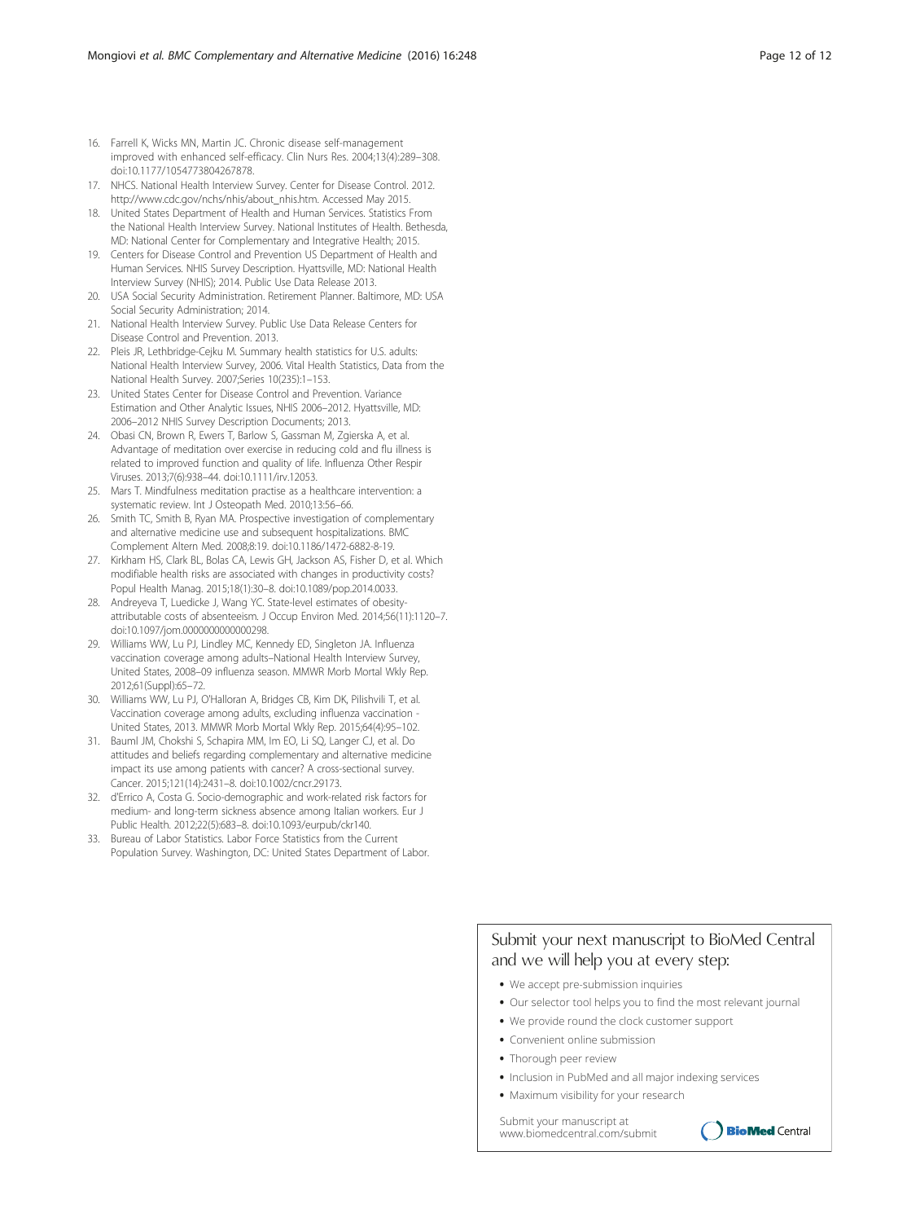16. Farrell K, Wicks MN, Martin JC. Chronic disease self-management improved with enhanced self-efficacy. Clin Nurs Res. 2004;13(4):289–308. doi:10.1177/1054773804267878.
17. NHCS. National Health Interview Survey. Center for Disease Control. 2012. http://www.cdc.gov/nchs/nhis/about_nhis.htm. Accessed May 2015.
18. United States Department of Health and Human Services. Statistics From the National Health Interview Survey. National Institutes of Health. Bethesda, MD: National Center for Complementary and Integrative Health; 2015.
19. Centers for Disease Control and Prevention US Department of Health and Human Services. NHIS Survey Description. Hyattsville, MD: National Health Interview Survey (NHIS); 2014. Public Use Data Release 2013.
20. USA Social Security Administration. Retirement Planner. Baltimore, MD: USA Social Security Administration; 2014.
21. National Health Interview Survey. Public Use Data Release Centers for Disease Control and Prevention. 2013.
22. Pleis JR, Lethbridge-Cejku M. Summary health statistics for U.S. adults: National Health Interview Survey, 2006. Vital Health Statistics, Data from the National Health Survey. 2007;Series 10(235):1–153.
23. United States Center for Disease Control and Prevention. Variance Estimation and Other Analytic Issues, NHIS 2006–2012. Hyattsville, MD: 2006–2012 NHIS Survey Description Documents; 2013.
24. Obasi CN, Brown R, Ewers T, Barlow S, Gassman M, Zgierska A, et al. Advantage of meditation over exercise in reducing cold and flu illness is related to improved function and quality of life. Influenza Other Respir Viruses. 2013;7(6):938–44. doi:10.1111/irv.12053.
25. Mars T. Mindfulness meditation practise as a healthcare intervention: a systematic review. Int J Osteopath Med. 2010;13:56–66.
26. Smith TC, Smith B, Ryan MA. Prospective investigation of complementary and alternative medicine use and subsequent hospitalizations. BMC Complement Altern Med. 2008;8:19. doi:10.1186/1472-6882-8-19.
27. Kirkham HS, Clark BL, Bolas CA, Lewis GH, Jackson AS, Fisher D, et al. Which modifiable health risks are associated with changes in productivity costs? Popul Health Manag. 2015;18(1):30–8. doi:10.1089/pop.2014.0033.
28. Andreyeva T, Luedicke J, Wang YC. State-level estimates of obesity-attributable costs of absenteeism. J Occup Environ Med. 2014;56(11):1120–7. doi:10.1097/jom.0000000000000298.
29. Williams WW, Lu PJ, Lindley MC, Kennedy ED, Singleton JA. Influenza vaccination coverage among adults–National Health Interview Survey, United States, 2008–09 influenza season. MMWR Morb Mortal Wkly Rep. 2012;61(Suppl):65–72.
30. Williams WW, Lu PJ, O'Halloran A, Bridges CB, Kim DK, Pilishvili T, et al. Vaccination coverage among adults, excluding influenza vaccination - United States, 2013. MMWR Morb Mortal Wkly Rep. 2015;64(4):95–102.
31. Bauml JM, Chokshi S, Schapira MM, Im EO, Li SQ, Langer CJ, et al. Do attitudes and beliefs regarding complementary and alternative medicine impact its use among patients with cancer? A cross-sectional survey. Cancer. 2015;121(14):2431–8. doi:10.1002/cncr.29173.
32. d'Errico A, Costa G. Socio-demographic and work-related risk factors for medium- and long-term sickness absence among Italian workers. Eur J Public Health. 2012;22(5):683–8. doi:10.1093/eurpub/ckr140.
33. Bureau of Labor Statistics. Labor Force Statistics from the Current Population Survey. Washington, DC: United States Department of Labor.

Submit your next manuscript to BioMed Central and we will help you at every step:

- We accept pre-submission inquiries
- Our selector tool helps you to find the most relevant journal
- We provide round the clock customer support
- Convenient online submission
- Thorough peer review
- Inclusion in PubMed and all major indexing services
- Maximum visibility for your research

Submit your manuscript at
www.biomedcentral.com/submit

BioMed Central